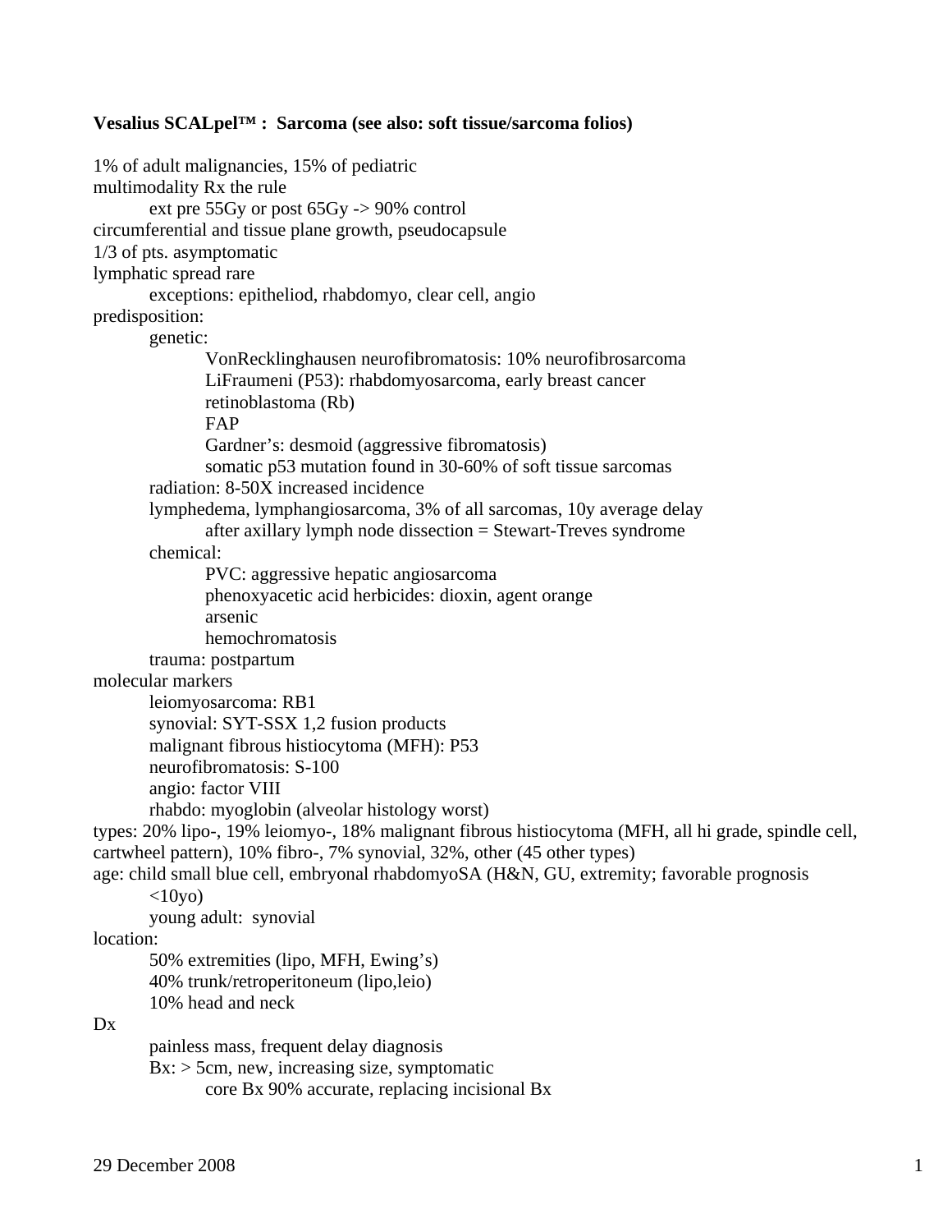**Vesalius SCALpel™ : Sarcoma (see also: soft tissue/sarcoma folios)**

1% of adult malignancies, 15% of pediatric
multimodality Rx the rule
- ext pre 55Gy or post 65Gy -> 90% control

circumferential and tissue plane growth, pseudocapsule
1/3 of pts. asymptomatic
lymphatic spread rare
- exceptions: epitheliod, rhabdomyo, clear cell, angio

predisposition:
- genetic:
  - VonRecklinghausen neurofibromatosis: 10% neurofibrosarcoma
  - LiFraumeni (P53): rhabdomyosarcoma, early breast cancer
  - retinoblastoma (Rb)
  - FAP
  - Gardner's: desmoid (aggressive fibromatosis)
  - somatic p53 mutation found in 30-60% of soft tissue sarcomas
- radiation: 8-50X increased incidence
- lymphedema, lymphangiosarcoma, 3% of all sarcomas, 10y average delay
  - after axillary lymph node dissection = Stewart-Treves syndrome
- chemical:
  - PVC: aggressive hepatic angiosarcoma
  - phenoxyacetic acid herbicides: dioxin, agent orange
  - arsenic
  - hemochromatosis
- trauma: postpartum

molecular markers
- leiomyosarcoma: RB1
- synovial: SYT-SSX 1,2 fusion products
- malignant fibrous histiocytoma (MFH): P53
- neurofibromatosis: S-100
- angio: factor VIII
- rhabdo: myoglobin (alveolar histology worst)

types: 20% lipo-, 19% leiomyo-, 18% malignant fibrous histiocytoma (MFH, all hi grade, spindle cell, cartwheel pattern), 10% fibro-, 7% synovial, 32%, other (45 other types)
age: child small blue cell, embryonal rhabdomyoSA (H&N, GU, extremity; favorable prognosis <10yo)
- young adult: synovial

location:
- 50% extremities (lipo, MFH, Ewing's)
- 40% trunk/retroperitoneum (lipo,leio)
- 10% head and neck

Dx
- painless mass, frequent delay diagnosis
- Bx: > 5cm, new, increasing size, symptomatic
  - core Bx 90% accurate, replacing incisional Bx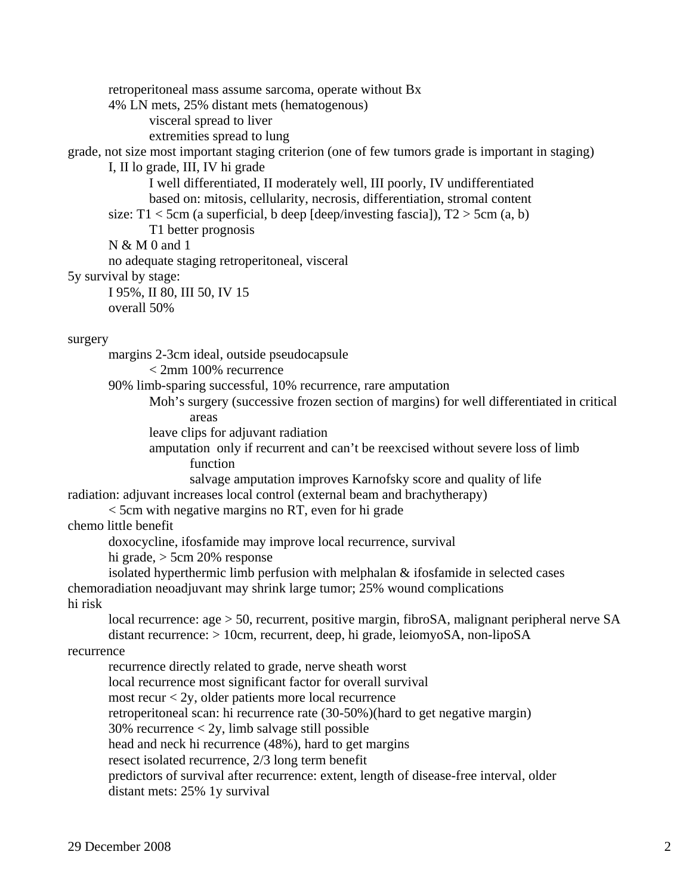- retroperitoneal mass assume sarcoma, operate without Bx
- 4% LN mets, 25% distant mets (hematogenous)
    - visceral spread to liver
    - extremities spread to lung

grade, not size most important staging criterion (one of few tumors grade is important in staging)

- I, II lo grade, III, IV hi grade
    - I well differentiated, II moderately well, III poorly, IV undifferentiated
    - based on: mitosis, cellularity, necrosis, differentiation, stromal content
- size: T1 < 5cm (a superficial, b deep [deep/investing fascia]), T2 > 5cm (a, b)
    - T1 better prognosis
- N & M 0 and 1
- no adequate staging retroperitoneal, visceral

5y survival by stage:

- I 95%, II 80, III 50, IV 15
- overall 50%

surgery

- margins 2-3cm ideal, outside pseudocapsule
    - < 2mm 100% recurrence
- 90% limb-sparing successful, 10% recurrence, rare amputation
    - Moh's surgery (successive frozen section of margins) for well differentiated in critical areas
    - leave clips for adjuvant radiation
    - amputation only if recurrent and can't be reexcised without severe loss of limb function
        - salvage amputation improves Karnofsky score and quality of life

radiation: adjuvant increases local control (external beam and brachytherapy)

- < 5cm with negative margins no RT, even for hi grade

chemo little benefit

- doxocycline, ifosfamide may improve local recurrence, survival
- hi grade, > 5cm 20% response
- isolated hyperthermic limb perfusion with melphalan & ifosfamide in selected cases

chemoradiation neoadjuvant may shrink large tumor; 25% wound complications

hi risk

- local recurrence: age > 50, recurrent, positive margin, fibroSA, malignant peripheral nerve SA
- distant recurrence: > 10cm, recurrent, deep, hi grade, leiomyoSA, non-lipoSA

recurrence

- recurrence directly related to grade, nerve sheath worst
- local recurrence most significant factor for overall survival
- most recur < 2y, older patients more local recurrence
- retroperitoneal scan: hi recurrence rate (30-50%)(hard to get negative margin)
- 30% recurrence < 2y, limb salvage still possible
- head and neck hi recurrence (48%), hard to get margins
- resect isolated recurrence, 2/3 long term benefit
- predictors of survival after recurrence: extent, length of disease-free interval, older
- distant mets: 25% 1y survival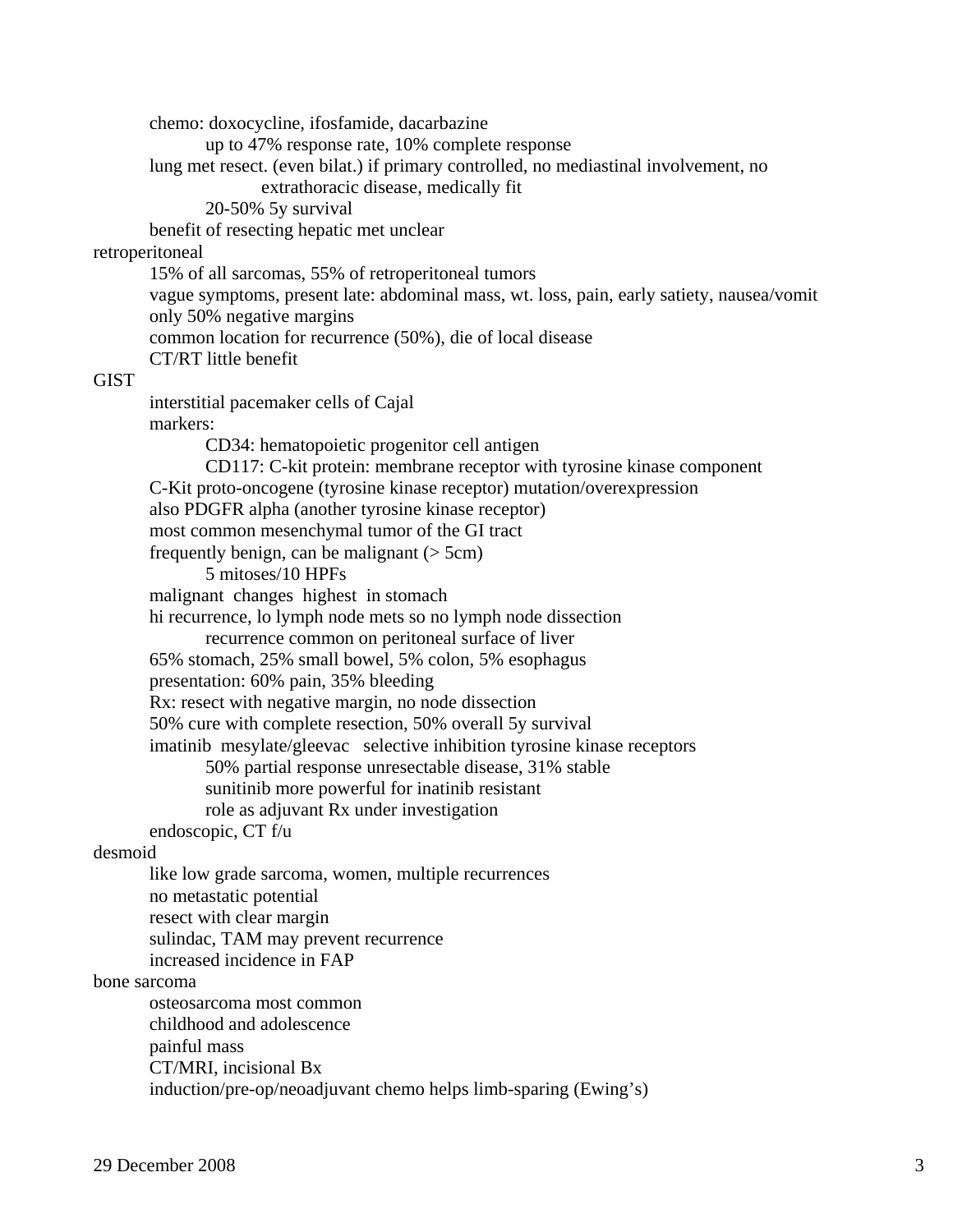- chemo: doxocycline, ifosfamide, dacarbazine
  - up to 47% response rate, 10% complete response
- lung met resect. (even bilat.) if primary controlled, no mediastinal involvement, no extrathoracic disease, medically fit
  - 20-50% 5y survival
- benefit of resecting hepatic met unclear

retroperitoneal
- 15% of all sarcomas, 55% of retroperitoneal tumors
- vague symptoms, present late: abdominal mass, wt. loss, pain, early satiety, nausea/vomit
- only 50% negative margins
- common location for recurrence (50%), die of local disease
- CT/RT little benefit

GIST
- interstitial pacemaker cells of Cajal
- markers:
  - CD34: hematopoietic progenitor cell antigen
  - CD117: C-kit protein: membrane receptor with tyrosine kinase component
- C-Kit proto-oncogene (tyrosine kinase receptor) mutation/overexpression
- also PDGFR alpha (another tyrosine kinase receptor)
- most common mesenchymal tumor of the GI tract
- frequently benign, can be malignant (> 5cm)
  - 5 mitoses/10 HPFs
- malignant changes highest in stomach
- hi recurrence, lo lymph node mets so no lymph node dissection
  - recurrence common on peritoneal surface of liver
- 65% stomach, 25% small bowel, 5% colon, 5% esophagus
- presentation: 60% pain, 35% bleeding
- Rx: resect with negative margin, no node dissection
- 50% cure with complete resection, 50% overall 5y survival
- imatinib mesylate/gleevac selective inhibition tyrosine kinase receptors
  - 50% partial response unresectable disease, 31% stable
  - sunitinib more powerful for inatinib resistant
  - role as adjuvant Rx under investigation
- endoscopic, CT f/u

desmoid
- like low grade sarcoma, women, multiple recurrences
- no metastatic potential
- resect with clear margin
- sulindac, TAM may prevent recurrence
- increased incidence in FAP

bone sarcoma
- osteosarcoma most common
- childhood and adolescence
- painful mass
- CT/MRI, incisional Bx
- induction/pre-op/neoadjuvant chemo helps limb-sparing (Ewing's)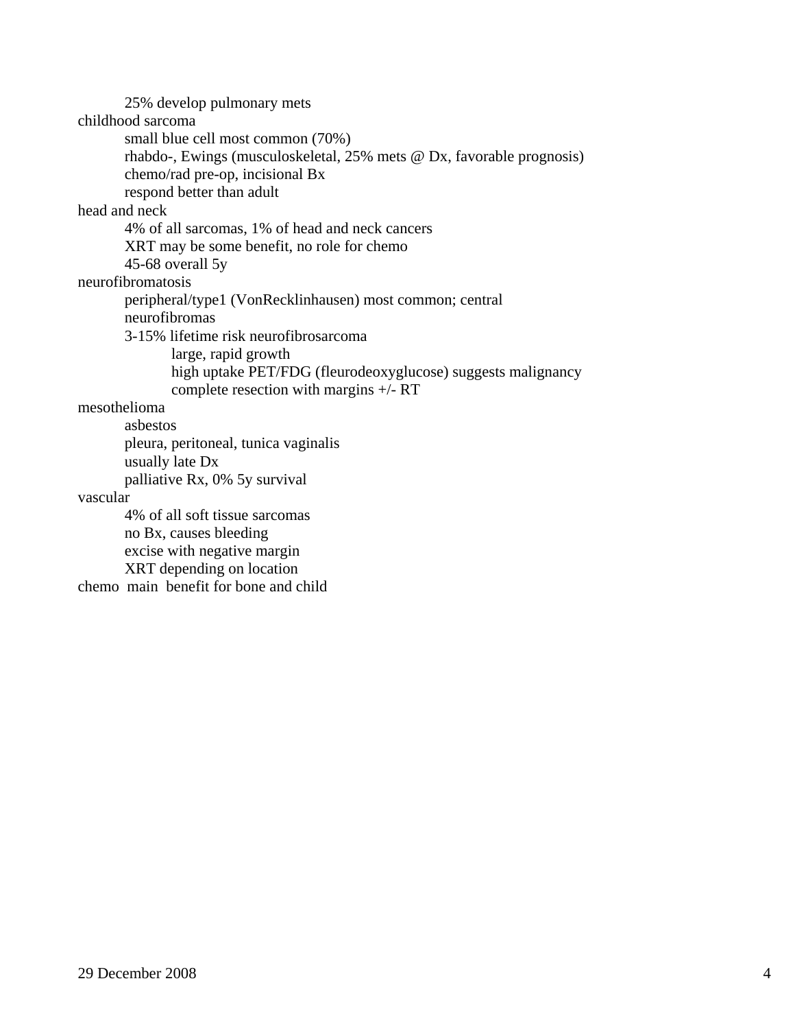- 25% develop pulmonary mets

childhood sarcoma
- small blue cell most common (70%)
- rhabdo-, Ewings (musculoskeletal, 25% mets @ Dx, favorable prognosis)
- chemo/rad pre-op, incisional Bx
- respond better than adult

head and neck
- 4% of all sarcomas, 1% of head and neck cancers
- XRT may be some benefit, no role for chemo
- 45-68 overall 5y

neurofibromatosis
- peripheral/type1 (VonRecklinhausen) most common; central
- neurofibromas
- 3-15% lifetime risk neurofibrosarcoma
  - large, rapid growth
  - high uptake PET/FDG (fleurodeoxyglucose) suggests malignancy
  - complete resection with margins +/- RT

mesothelioma
- asbestos
- pleura, peritoneal, tunica vaginalis
- usually late Dx
- palliative Rx, 0% 5y survival

vascular
- 4% of all soft tissue sarcomas
- no Bx, causes bleeding
- excise with negative margin
- XRT depending on location

chemo main benefit for bone and child

29 December 2008